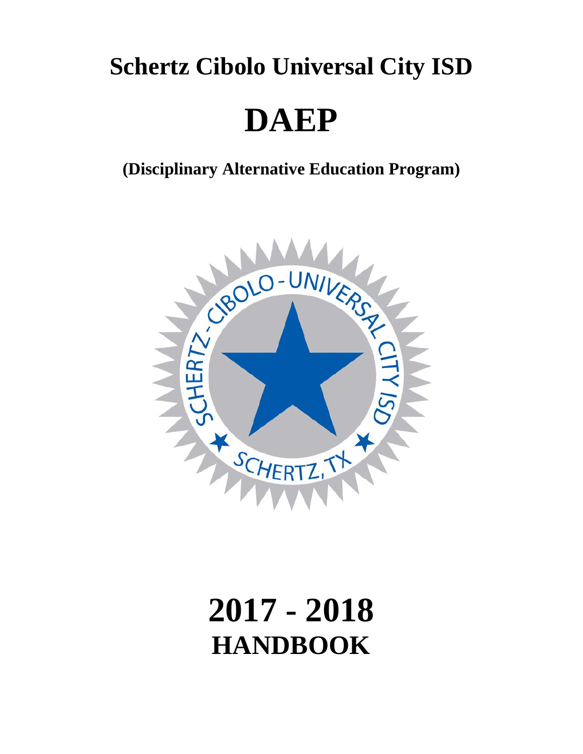# Schertz Cibolo Universal City ISD

# DAEP

**(Disciplinary Alternative Education Program)**

# 2017 - 2018
# HANDBOOK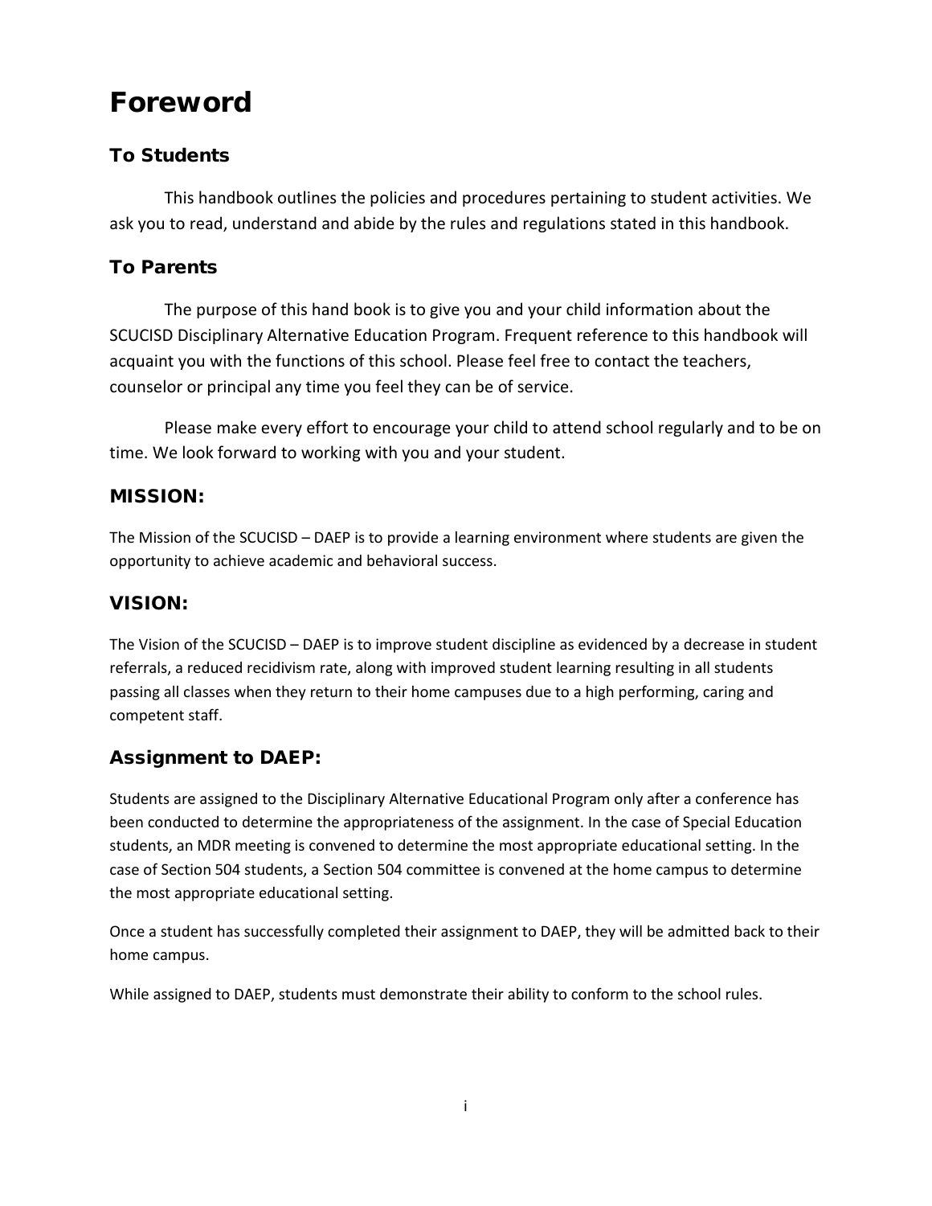# Foreword

## To Students

This handbook outlines the policies and procedures pertaining to student activities. We ask you to read, understand and abide by the rules and regulations stated in this handbook.

## To Parents

The purpose of this hand book is to give you and your child information about the SCUCISD Disciplinary Alternative Education Program. Frequent reference to this handbook will acquaint you with the functions of this school. Please feel free to contact the teachers, counselor or principal any time you feel they can be of service.

Please make every effort to encourage your child to attend school regularly and to be on time. We look forward to working with you and your student.

## MISSION:

The Mission of the SCUCISD – DAEP is to provide a learning environment where students are given the opportunity to achieve academic and behavioral success.

## VISION:

The Vision of the SCUCISD – DAEP is to improve student discipline as evidenced by a decrease in student referrals, a reduced recidivism rate, along with improved student learning resulting in all students passing all classes when they return to their home campuses due to a high performing, caring and competent staff.

## Assignment to DAEP:

Students are assigned to the Disciplinary Alternative Educational Program only after a conference has been conducted to determine the appropriateness of the assignment. In the case of Special Education students, an MDR meeting is convened to determine the most appropriate educational setting. In the case of Section 504 students, a Section 504 committee is convened at the home campus to determine the most appropriate educational setting.

Once a student has successfully completed their assignment to DAEP, they will be admitted back to their home campus.

While assigned to DAEP, students must demonstrate their ability to conform to the school rules.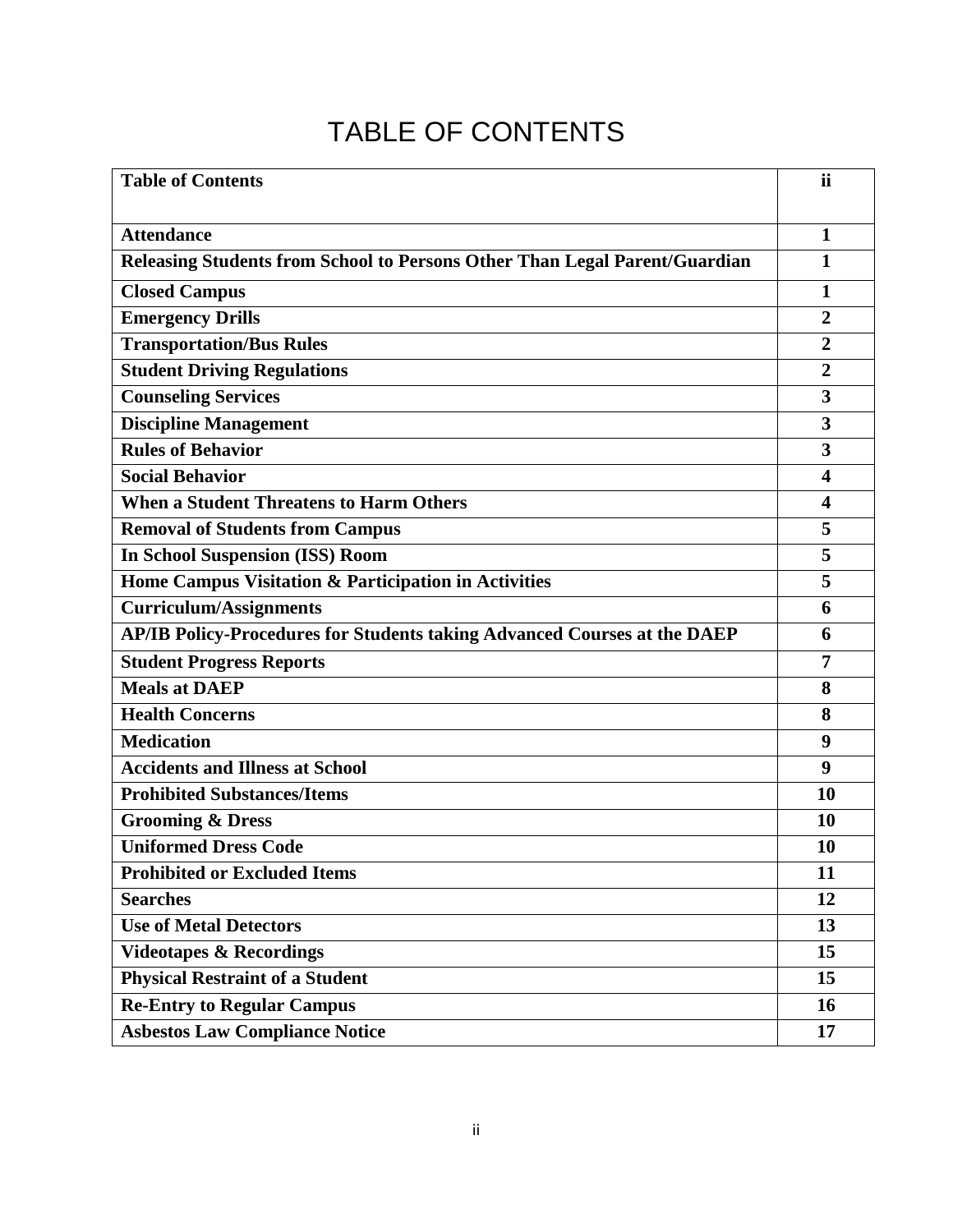# TABLE OF CONTENTS

| | |
|---|---|
| **Table of Contents** | **ii** |
| **Attendance** | **1** |
| **Releasing Students from School to Persons Other Than Legal Parent/Guardian** | **1** |
| **Closed Campus** | **1** |
| **Emergency Drills** | **2** |
| **Transportation/Bus Rules** | **2** |
| **Student Driving Regulations** | **2** |
| **Counseling Services** | **3** |
| **Discipline Management** | **3** |
| **Rules of Behavior** | **3** |
| **Social Behavior** | **4** |
| **When a Student Threatens to Harm Others** | **4** |
| **Removal of Students from Campus** | **5** |
| **In School Suspension (ISS) Room** | **5** |
| **Home Campus Visitation & Participation in Activities** | **5** |
| **Curriculum/Assignments** | **6** |
| **AP/IB Policy-Procedures for Students taking Advanced Courses at the DAEP** | **6** |
| **Student Progress Reports** | **7** |
| **Meals at DAEP** | **8** |
| **Health Concerns** | **8** |
| **Medication** | **9** |
| **Accidents and Illness at School** | **9** |
| **Prohibited Substances/Items** | **10** |
| **Grooming & Dress** | **10** |
| **Uniformed Dress Code** | **10** |
| **Prohibited or Excluded Items** | **11** |
| **Searches** | **12** |
| **Use of Metal Detectors** | **13** |
| **Videotapes & Recordings** | **15** |
| **Physical Restraint of a Student** | **15** |
| **Re-Entry to Regular Campus** | **16** |
| **Asbestos Law Compliance Notice** | **17** |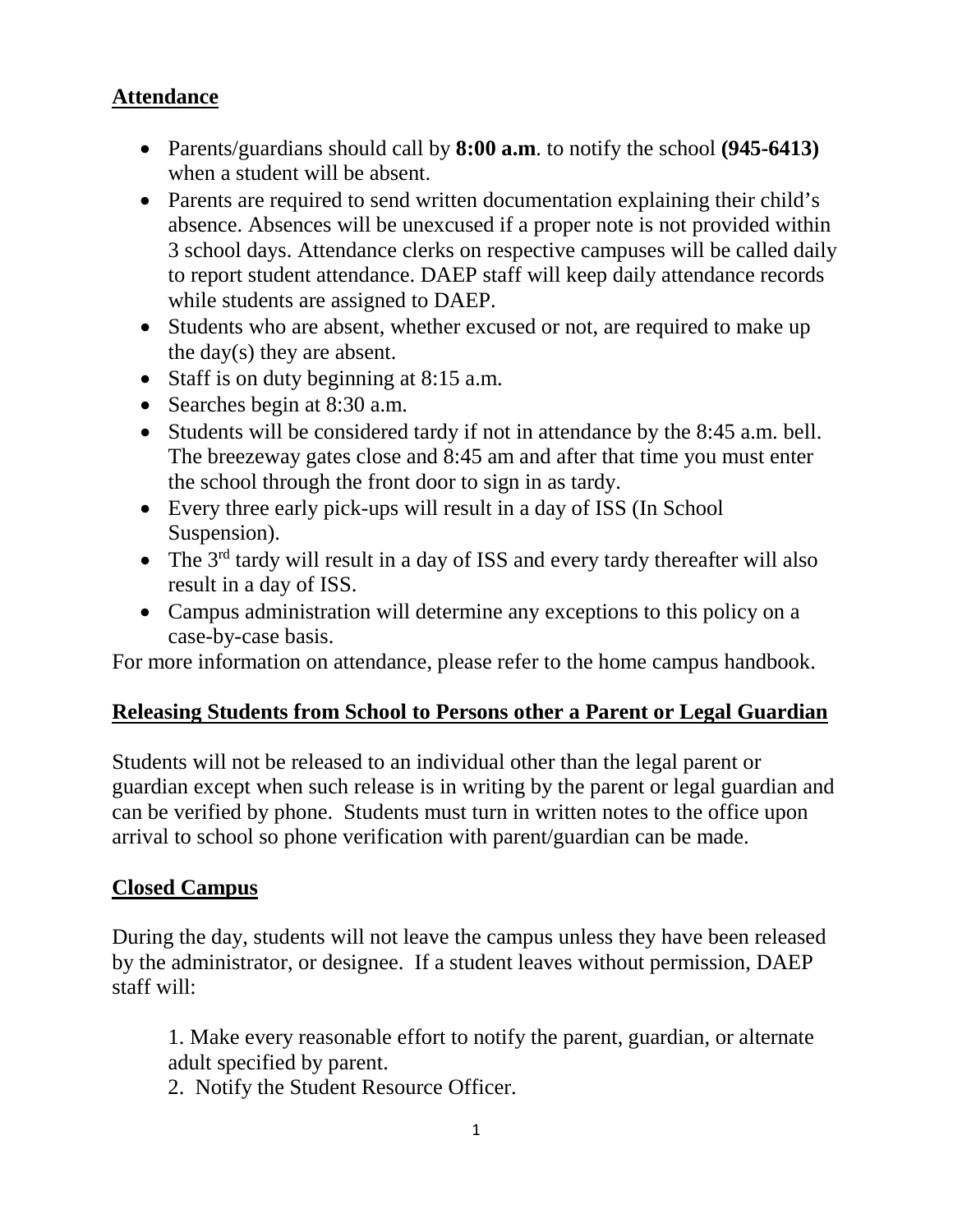## Attendance

- Parents/guardians should call by **8:00 a.m**. to notify the school **(945-6413)** when a student will be absent.
- Parents are required to send written documentation explaining their child's absence. Absences will be unexcused if a proper note is not provided within 3 school days. Attendance clerks on respective campuses will be called daily to report student attendance. DAEP staff will keep daily attendance records while students are assigned to DAEP.
- Students who are absent, whether excused or not, are required to make up the day(s) they are absent.
- Staff is on duty beginning at 8:15 a.m.
- Searches begin at 8:30 a.m.
- Students will be considered tardy if not in attendance by the 8:45 a.m. bell. The breezeway gates close and 8:45 am and after that time you must enter the school through the front door to sign in as tardy.
- Every three early pick-ups will result in a day of ISS (In School Suspension).
- The 3rd tardy will result in a day of ISS and every tardy thereafter will also result in a day of ISS.
- Campus administration will determine any exceptions to this policy on a case-by-case basis.

For more information on attendance, please refer to the home campus handbook.

## Releasing Students from School to Persons other a Parent or Legal Guardian

Students will not be released to an individual other than the legal parent or guardian except when such release is in writing by the parent or legal guardian and can be verified by phone. Students must turn in written notes to the office upon arrival to school so phone verification with parent/guardian can be made.

## Closed Campus

During the day, students will not leave the campus unless they have been released by the administrator, or designee. If a student leaves without permission, DAEP staff will:

1. Make every reasonable effort to notify the parent, guardian, or alternate adult specified by parent.
2. Notify the Student Resource Officer.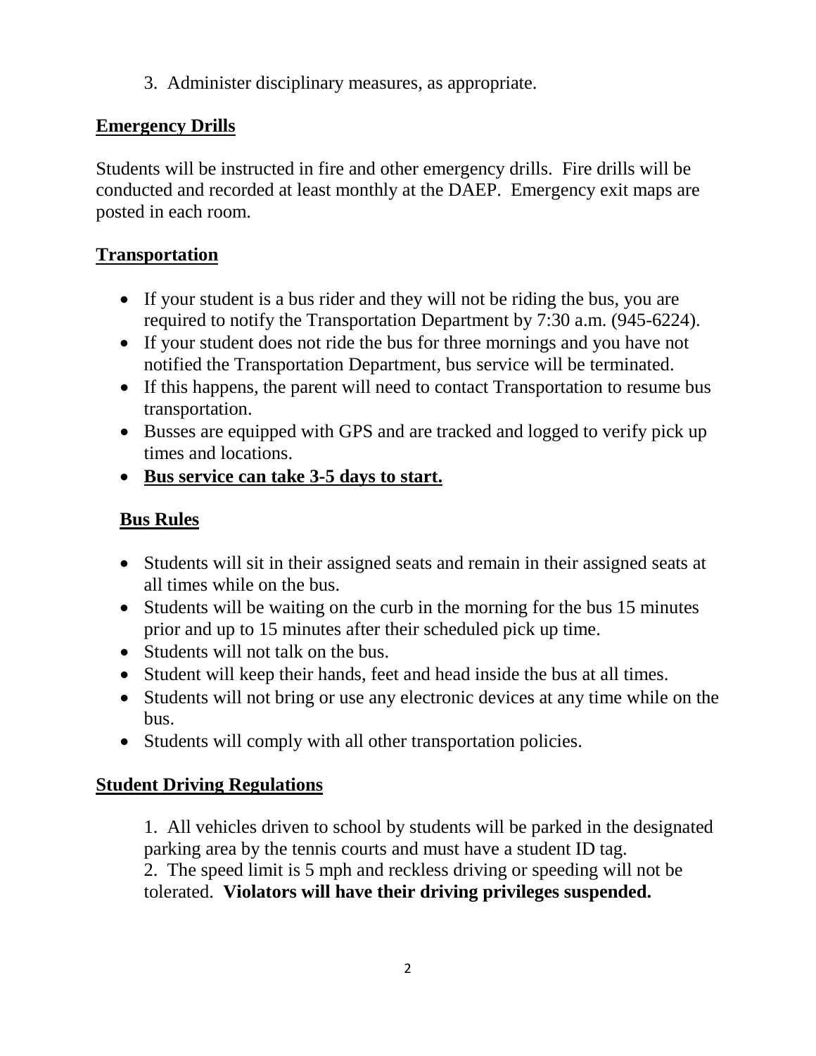3. Administer disciplinary measures, as appropriate.

## Emergency Drills

Students will be instructed in fire and other emergency drills. Fire drills will be conducted and recorded at least monthly at the DAEP. Emergency exit maps are posted in each room.

## Transportation

- If your student is a bus rider and they will not be riding the bus, you are required to notify the Transportation Department by 7:30 a.m. (945-6224).
- If your student does not ride the bus for three mornings and you have not notified the Transportation Department, bus service will be terminated.
- If this happens, the parent will need to contact Transportation to resume bus transportation.
- Busses are equipped with GPS and are tracked and logged to verify pick up times and locations.
- **Bus service can take 3-5 days to start.**

## Bus Rules

- Students will sit in their assigned seats and remain in their assigned seats at all times while on the bus.
- Students will be waiting on the curb in the morning for the bus 15 minutes prior and up to 15 minutes after their scheduled pick up time.
- Students will not talk on the bus.
- Student will keep their hands, feet and head inside the bus at all times.
- Students will not bring or use any electronic devices at any time while on the bus.
- Students will comply with all other transportation policies.

## Student Driving Regulations

1. All vehicles driven to school by students will be parked in the designated parking area by the tennis courts and must have a student ID tag.
2. The speed limit is 5 mph and reckless driving or speeding will not be tolerated. **Violators will have their driving privileges suspended.**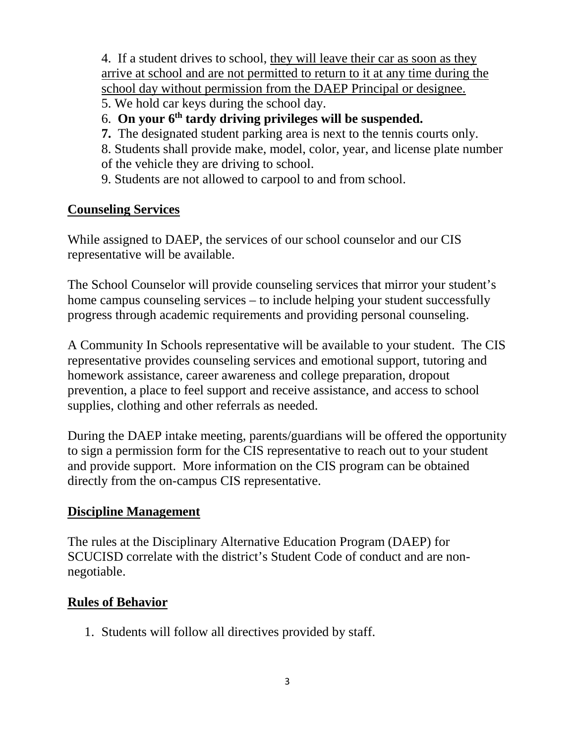4. If a student drives to school, <u>they will leave their car as soon as they arrive at school and are not permitted to return to it at any time during the school day without permission from the DAEP Principal or designee.</u>
5. We hold car keys during the school day.
6. **On your 6th tardy driving privileges will be suspended.**
7. The designated student parking area is next to the tennis courts only.
8. Students shall provide make, model, color, year, and license plate number of the vehicle they are driving to school.
9. Students are not allowed to carpool to and from school.

## Counseling Services

While assigned to DAEP, the services of our school counselor and our CIS representative will be available.

The School Counselor will provide counseling services that mirror your student's home campus counseling services – to include helping your student successfully progress through academic requirements and providing personal counseling.

A Community In Schools representative will be available to your student. The CIS representative provides counseling services and emotional support, tutoring and homework assistance, career awareness and college preparation, dropout prevention, a place to feel support and receive assistance, and access to school supplies, clothing and other referrals as needed.

During the DAEP intake meeting, parents/guardians will be offered the opportunity to sign a permission form for the CIS representative to reach out to your student and provide support. More information on the CIS program can be obtained directly from the on-campus CIS representative.

## Discipline Management

The rules at the Disciplinary Alternative Education Program (DAEP) for SCUCISD correlate with the district's Student Code of conduct and are non-negotiable.

## Rules of Behavior

1. Students will follow all directives provided by staff.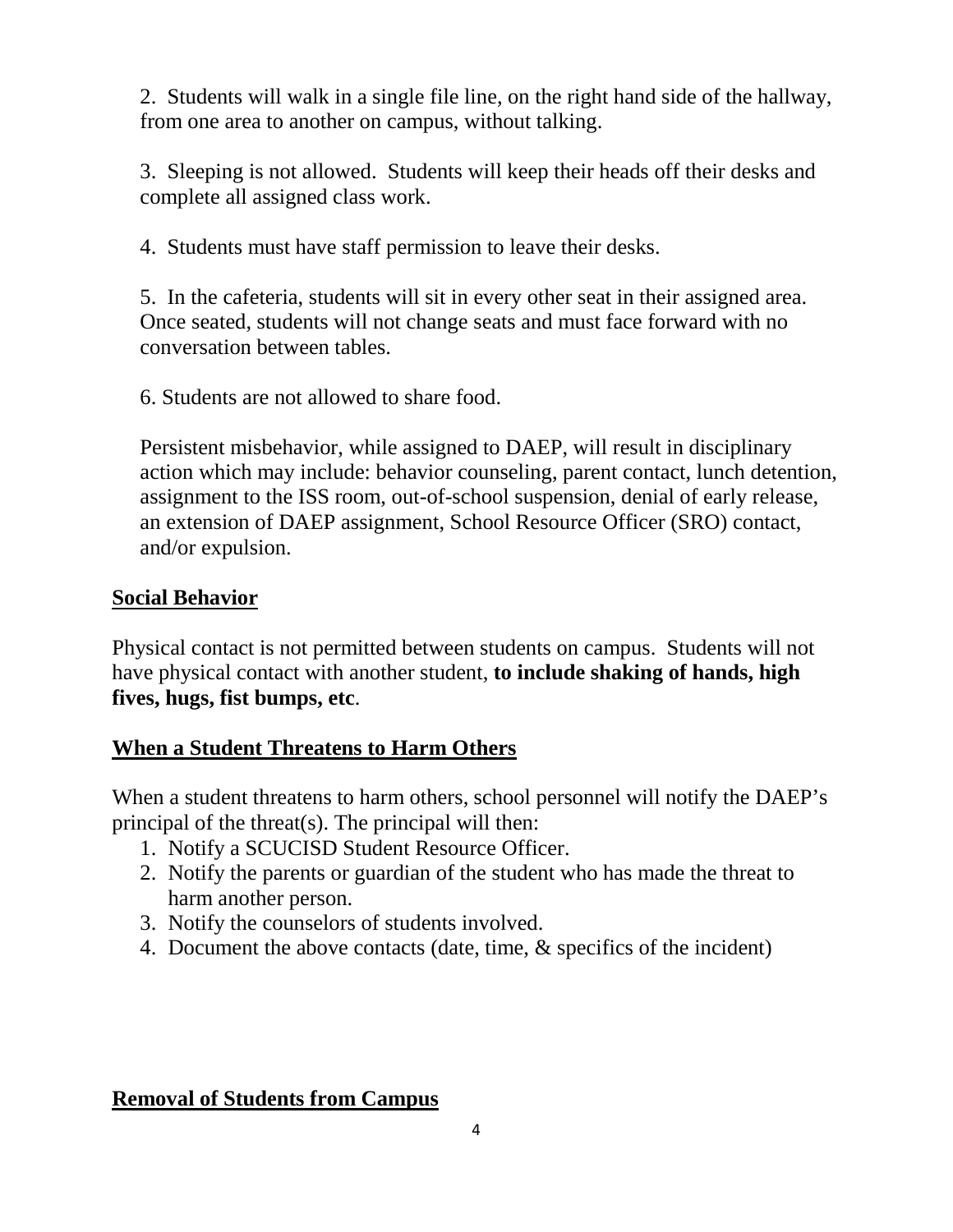2. Students will walk in a single file line, on the right hand side of the hallway, from one area to another on campus, without talking.

3. Sleeping is not allowed. Students will keep their heads off their desks and complete all assigned class work.

4. Students must have staff permission to leave their desks.

5. In the cafeteria, students will sit in every other seat in their assigned area. Once seated, students will not change seats and must face forward with no conversation between tables.

6. Students are not allowed to share food.

Persistent misbehavior, while assigned to DAEP, will result in disciplinary action which may include: behavior counseling, parent contact, lunch detention, assignment to the ISS room, out-of-school suspension, denial of early release, an extension of DAEP assignment, School Resource Officer (SRO) contact, and/or expulsion.

## Social Behavior

Physical contact is not permitted between students on campus. Students will not have physical contact with another student, **to include shaking of hands, high fives, hugs, fist bumps, etc**.

## When a Student Threatens to Harm Others

When a student threatens to harm others, school personnel will notify the DAEP's principal of the threat(s). The principal will then:

1. Notify a SCUCISD Student Resource Officer.
2. Notify the parents or guardian of the student who has made the threat to harm another person.
3. Notify the counselors of students involved.
4. Document the above contacts (date, time, & specifics of the incident)

## Removal of Students from Campus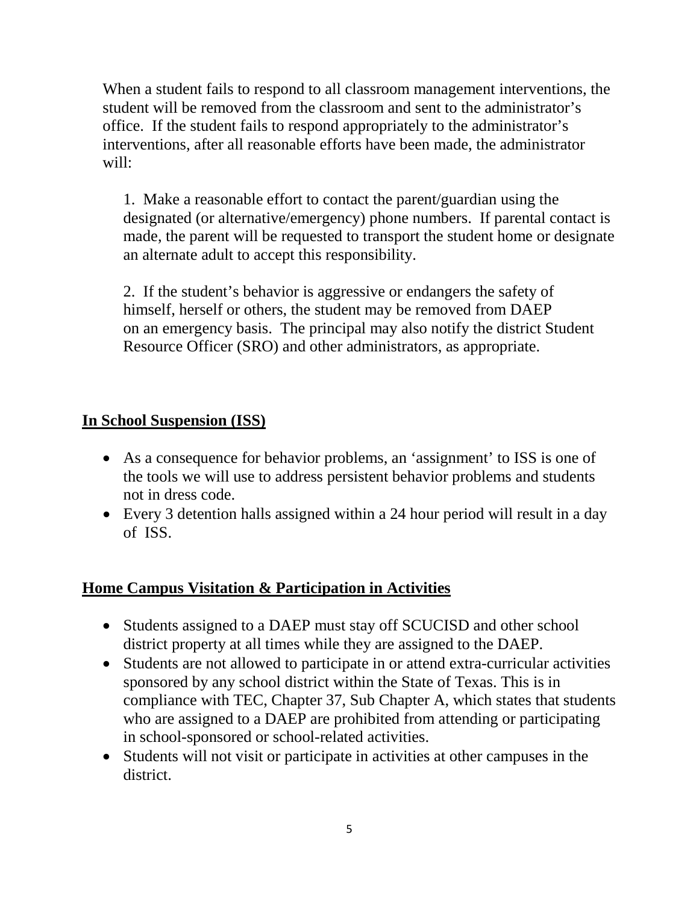When a student fails to respond to all classroom management interventions, the student will be removed from the classroom and sent to the administrator's office. If the student fails to respond appropriately to the administrator's interventions, after all reasonable efforts have been made, the administrator will:

1. Make a reasonable effort to contact the parent/guardian using the designated (or alternative/emergency) phone numbers. If parental contact is made, the parent will be requested to transport the student home or designate an alternate adult to accept this responsibility.

2. If the student's behavior is aggressive or endangers the safety of himself, herself or others, the student may be removed from DAEP on an emergency basis. The principal may also notify the district Student Resource Officer (SRO) and other administrators, as appropriate.

## In School Suspension (ISS)

- As a consequence for behavior problems, an 'assignment' to ISS is one of the tools we will use to address persistent behavior problems and students not in dress code.
- Every 3 detention halls assigned within a 24 hour period will result in a day of ISS.

## Home Campus Visitation & Participation in Activities

- Students assigned to a DAEP must stay off SCUCISD and other school district property at all times while they are assigned to the DAEP.
- Students are not allowed to participate in or attend extra-curricular activities sponsored by any school district within the State of Texas. This is in compliance with TEC, Chapter 37, Sub Chapter A, which states that students who are assigned to a DAEP are prohibited from attending or participating in school-sponsored or school-related activities.
- Students will not visit or participate in activities at other campuses in the district.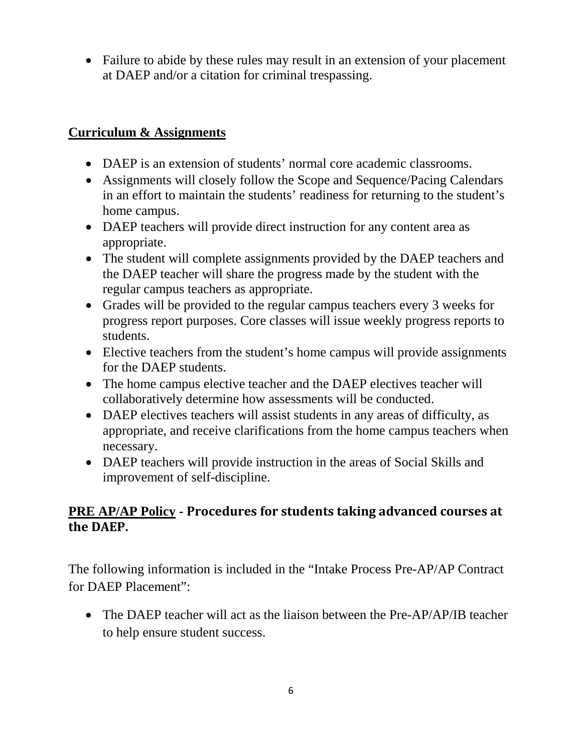- Failure to abide by these rules may result in an extension of your placement at DAEP and/or a citation for criminal trespassing.

## Curriculum & Assignments

- DAEP is an extension of students' normal core academic classrooms.
- Assignments will closely follow the Scope and Sequence/Pacing Calendars in an effort to maintain the students' readiness for returning to the student's home campus.
- DAEP teachers will provide direct instruction for any content area as appropriate.
- The student will complete assignments provided by the DAEP teachers and the DAEP teacher will share the progress made by the student with the regular campus teachers as appropriate.
- Grades will be provided to the regular campus teachers every 3 weeks for progress report purposes. Core classes will issue weekly progress reports to students.
- Elective teachers from the student's home campus will provide assignments for the DAEP students.
- The home campus elective teacher and the DAEP electives teacher will collaboratively determine how assessments will be conducted.
- DAEP electives teachers will assist students in any areas of difficulty, as appropriate, and receive clarifications from the home campus teachers when necessary.
- DAEP teachers will provide instruction in the areas of Social Skills and improvement of self-discipline.

## PRE AP/AP Policy - Procedures for students taking advanced courses at the DAEP.

The following information is included in the "Intake Process Pre-AP/AP Contract for DAEP Placement":

- The DAEP teacher will act as the liaison between the Pre-AP/AP/IB teacher to help ensure student success.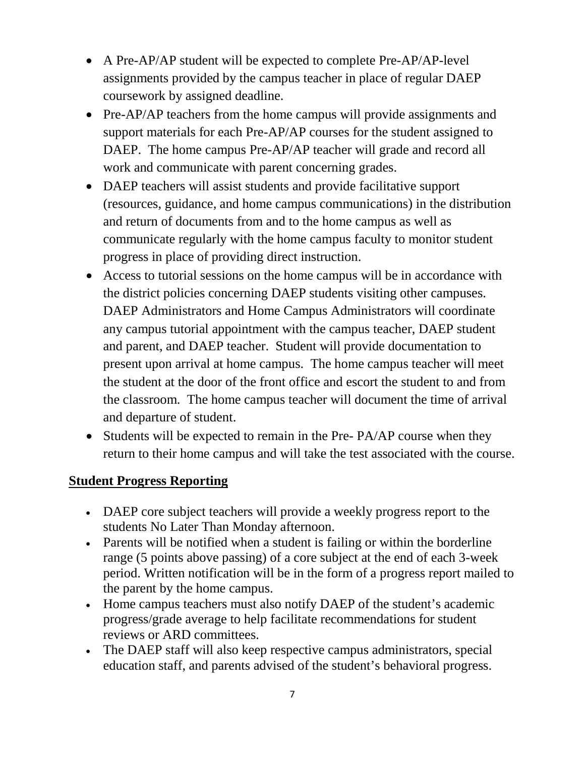- A Pre-AP/AP student will be expected to complete Pre-AP/AP-level assignments provided by the campus teacher in place of regular DAEP coursework by assigned deadline.
- Pre-AP/AP teachers from the home campus will provide assignments and support materials for each Pre-AP/AP courses for the student assigned to DAEP. The home campus Pre-AP/AP teacher will grade and record all work and communicate with parent concerning grades.
- DAEP teachers will assist students and provide facilitative support (resources, guidance, and home campus communications) in the distribution and return of documents from and to the home campus as well as communicate regularly with the home campus faculty to monitor student progress in place of providing direct instruction.
- Access to tutorial sessions on the home campus will be in accordance with the district policies concerning DAEP students visiting other campuses. DAEP Administrators and Home Campus Administrators will coordinate any campus tutorial appointment with the campus teacher, DAEP student and parent, and DAEP teacher. Student will provide documentation to present upon arrival at home campus. The home campus teacher will meet the student at the door of the front office and escort the student to and from the classroom. The home campus teacher will document the time of arrival and departure of student.
- Students will be expected to remain in the Pre- PA/AP course when they return to their home campus and will take the test associated with the course.

## Student Progress Reporting

- DAEP core subject teachers will provide a weekly progress report to the students No Later Than Monday afternoon.
- Parents will be notified when a student is failing or within the borderline range (5 points above passing) of a core subject at the end of each 3-week period. Written notification will be in the form of a progress report mailed to the parent by the home campus.
- Home campus teachers must also notify DAEP of the student's academic progress/grade average to help facilitate recommendations for student reviews or ARD committees.
- The DAEP staff will also keep respective campus administrators, special education staff, and parents advised of the student's behavioral progress.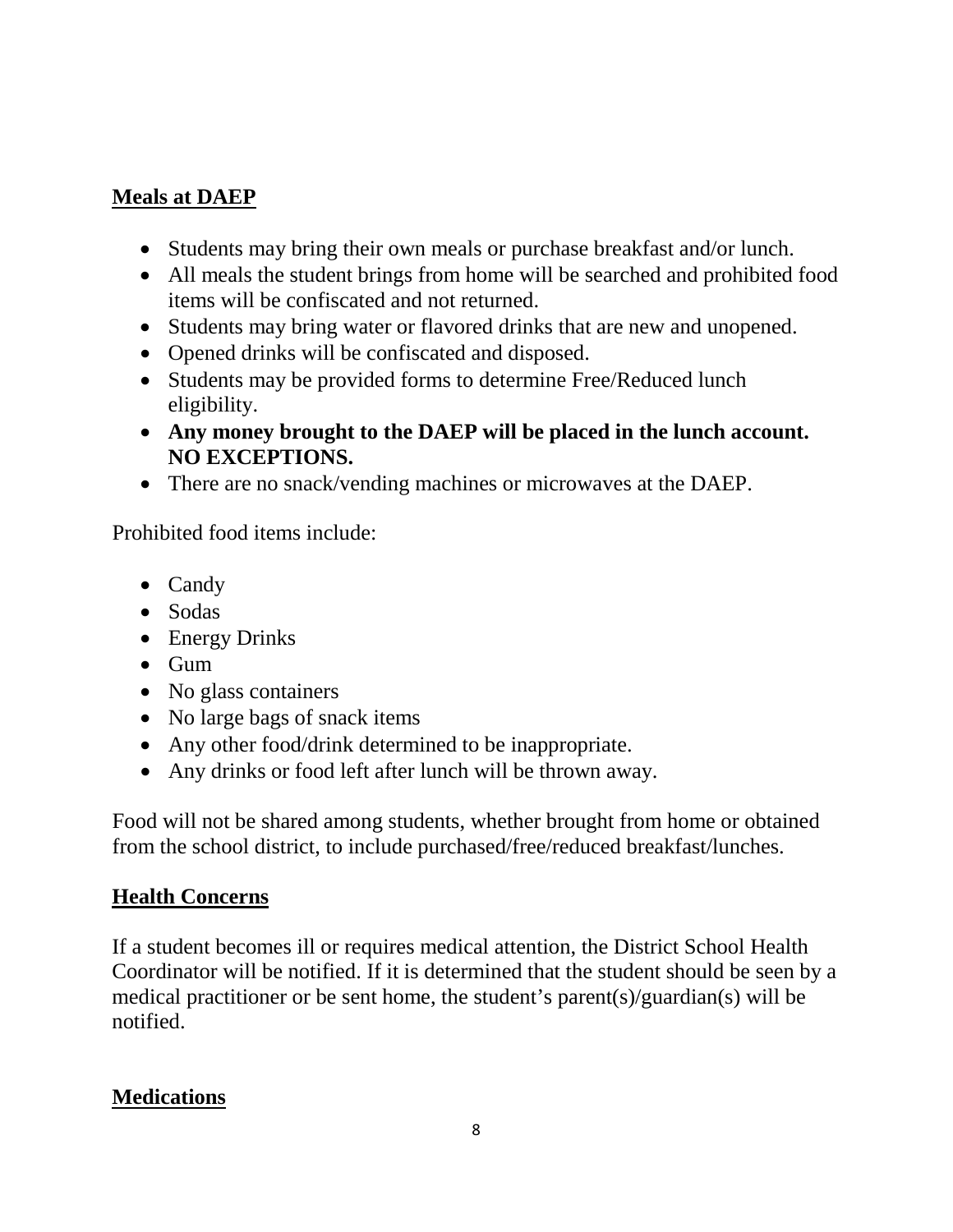## Meals at DAEP

- Students may bring their own meals or purchase breakfast and/or lunch.
- All meals the student brings from home will be searched and prohibited food items will be confiscated and not returned.
- Students may bring water or flavored drinks that are new and unopened.
- Opened drinks will be confiscated and disposed.
- Students may be provided forms to determine Free/Reduced lunch eligibility.
- **Any money brought to the DAEP will be placed in the lunch account. NO EXCEPTIONS.**
- There are no snack/vending machines or microwaves at the DAEP.

Prohibited food items include:

- Candy
- Sodas
- Energy Drinks
- Gum
- No glass containers
- No large bags of snack items
- Any other food/drink determined to be inappropriate.
- Any drinks or food left after lunch will be thrown away.

Food will not be shared among students, whether brought from home or obtained from the school district, to include purchased/free/reduced breakfast/lunches.

## Health Concerns

If a student becomes ill or requires medical attention, the District School Health Coordinator will be notified. If it is determined that the student should be seen by a medical practitioner or be sent home, the student's parent(s)/guardian(s) will be notified.

## Medications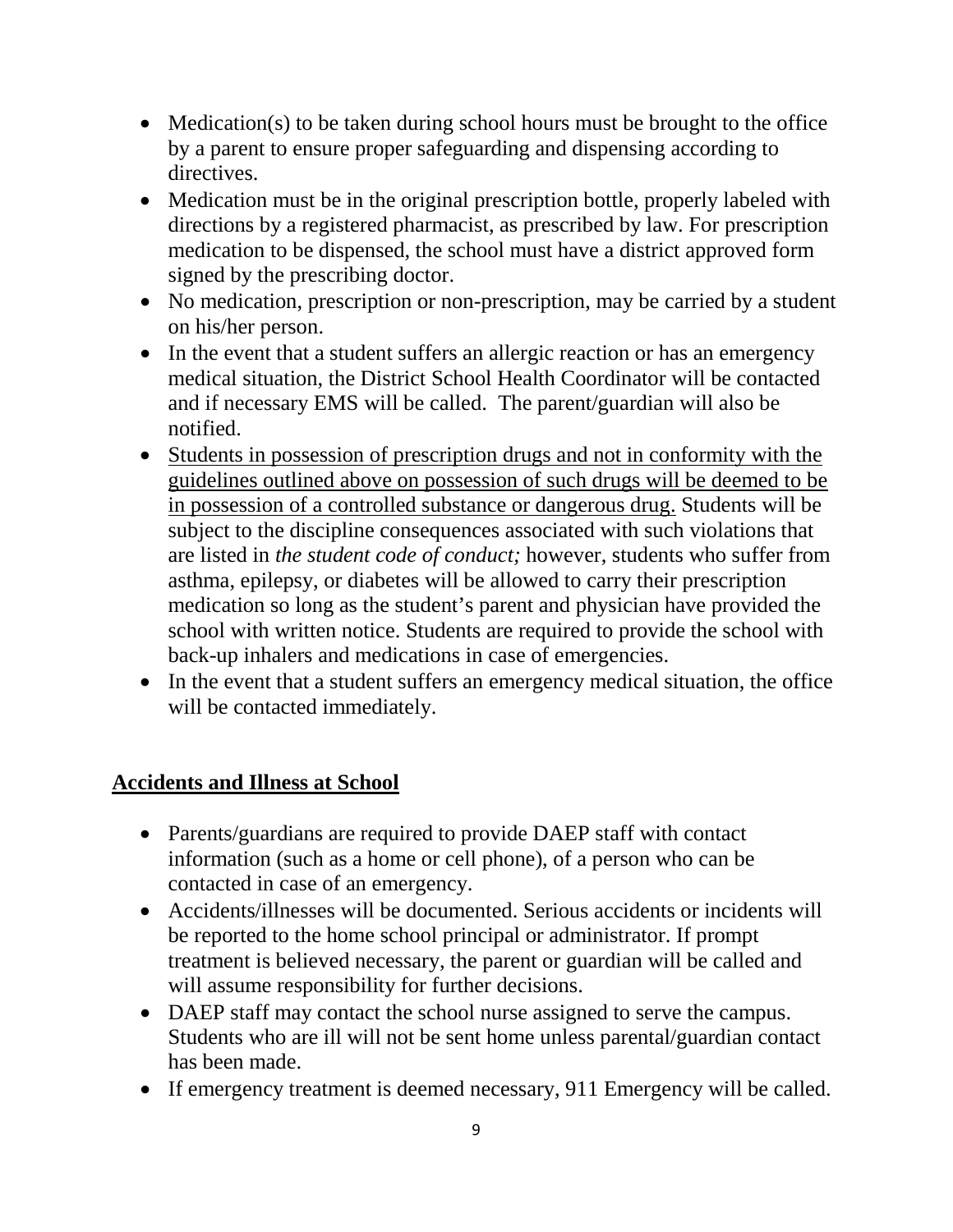- Medication(s) to be taken during school hours must be brought to the office by a parent to ensure proper safeguarding and dispensing according to directives.
- Medication must be in the original prescription bottle, properly labeled with directions by a registered pharmacist, as prescribed by law. For prescription medication to be dispensed, the school must have a district approved form signed by the prescribing doctor.
- No medication, prescription or non-prescription, may be carried by a student on his/her person.
- In the event that a student suffers an allergic reaction or has an emergency medical situation, the District School Health Coordinator will be contacted and if necessary EMS will be called. The parent/guardian will also be notified.
- <u>Students in possession of prescription drugs and not in conformity with the guidelines outlined above on possession of such drugs will be deemed to be in possession of a controlled substance or dangerous drug.</u> Students will be subject to the discipline consequences associated with such violations that are listed in *the student code of conduct;* however, students who suffer from asthma, epilepsy, or diabetes will be allowed to carry their prescription medication so long as the student's parent and physician have provided the school with written notice. Students are required to provide the school with back-up inhalers and medications in case of emergencies.
- In the event that a student suffers an emergency medical situation, the office will be contacted immediately.

## Accidents and Illness at School

- Parents/guardians are required to provide DAEP staff with contact information (such as a home or cell phone), of a person who can be contacted in case of an emergency.
- Accidents/illnesses will be documented. Serious accidents or incidents will be reported to the home school principal or administrator. If prompt treatment is believed necessary, the parent or guardian will be called and will assume responsibility for further decisions.
- DAEP staff may contact the school nurse assigned to serve the campus. Students who are ill will not be sent home unless parental/guardian contact has been made.
- If emergency treatment is deemed necessary, 911 Emergency will be called.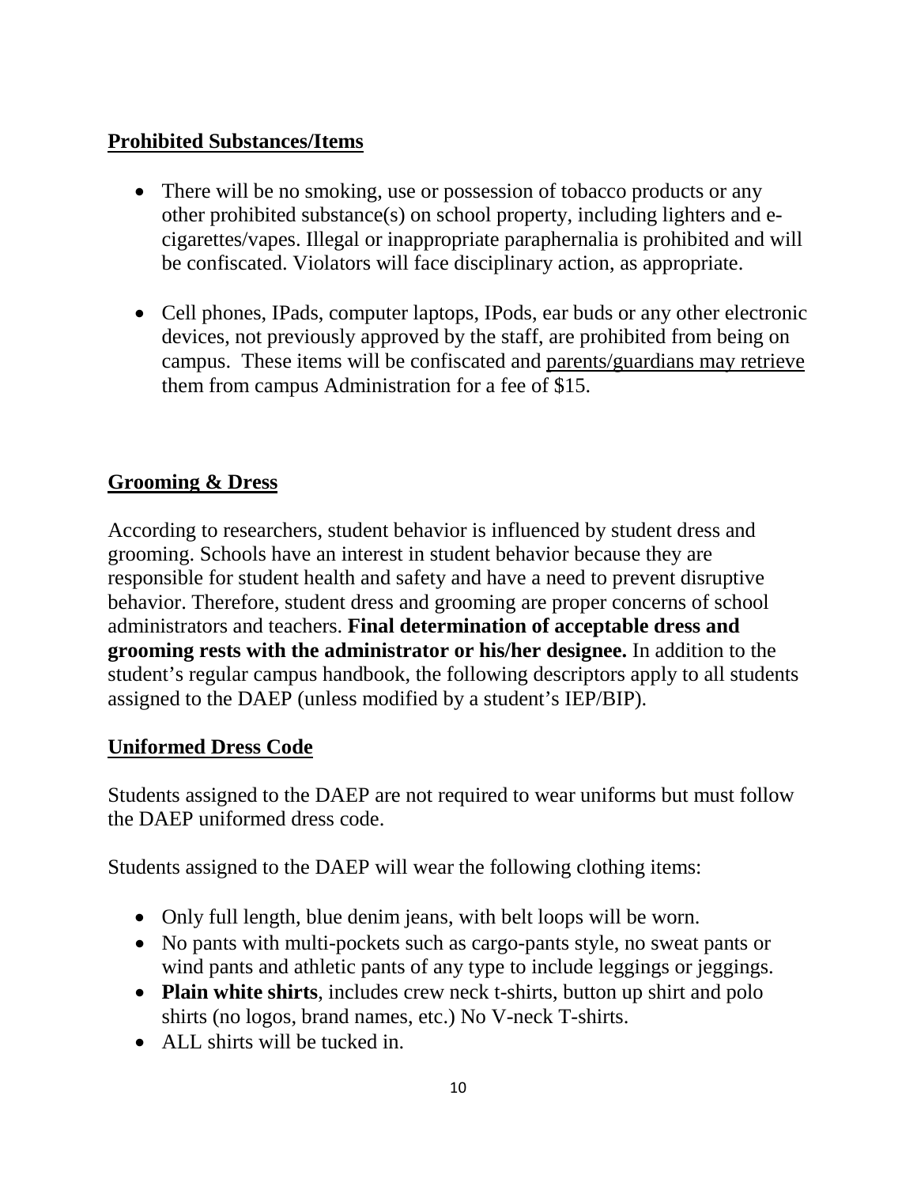## Prohibited Substances/Items

- There will be no smoking, use or possession of tobacco products or any other prohibited substance(s) on school property, including lighters and e-cigarettes/vapes. Illegal or inappropriate paraphernalia is prohibited and will be confiscated. Violators will face disciplinary action, as appropriate.
- Cell phones, IPads, computer laptops, IPods, ear buds or any other electronic devices, not previously approved by the staff, are prohibited from being on campus. These items will be confiscated and parents/guardians may retrieve them from campus Administration for a fee of $15.

## Grooming & Dress

According to researchers, student behavior is influenced by student dress and grooming. Schools have an interest in student behavior because they are responsible for student health and safety and have a need to prevent disruptive behavior. Therefore, student dress and grooming are proper concerns of school administrators and teachers. **Final determination of acceptable dress and grooming rests with the administrator or his/her designee.** In addition to the student's regular campus handbook, the following descriptors apply to all students assigned to the DAEP (unless modified by a student's IEP/BIP).

## Uniformed Dress Code

Students assigned to the DAEP are not required to wear uniforms but must follow the DAEP uniformed dress code.

Students assigned to the DAEP will wear the following clothing items:

- Only full length, blue denim jeans, with belt loops will be worn.
- No pants with multi-pockets such as cargo-pants style, no sweat pants or wind pants and athletic pants of any type to include leggings or jeggings.
- **Plain white shirts**, includes crew neck t-shirts, button up shirt and polo shirts (no logos, brand names, etc.) No V-neck T-shirts.
- ALL shirts will be tucked in.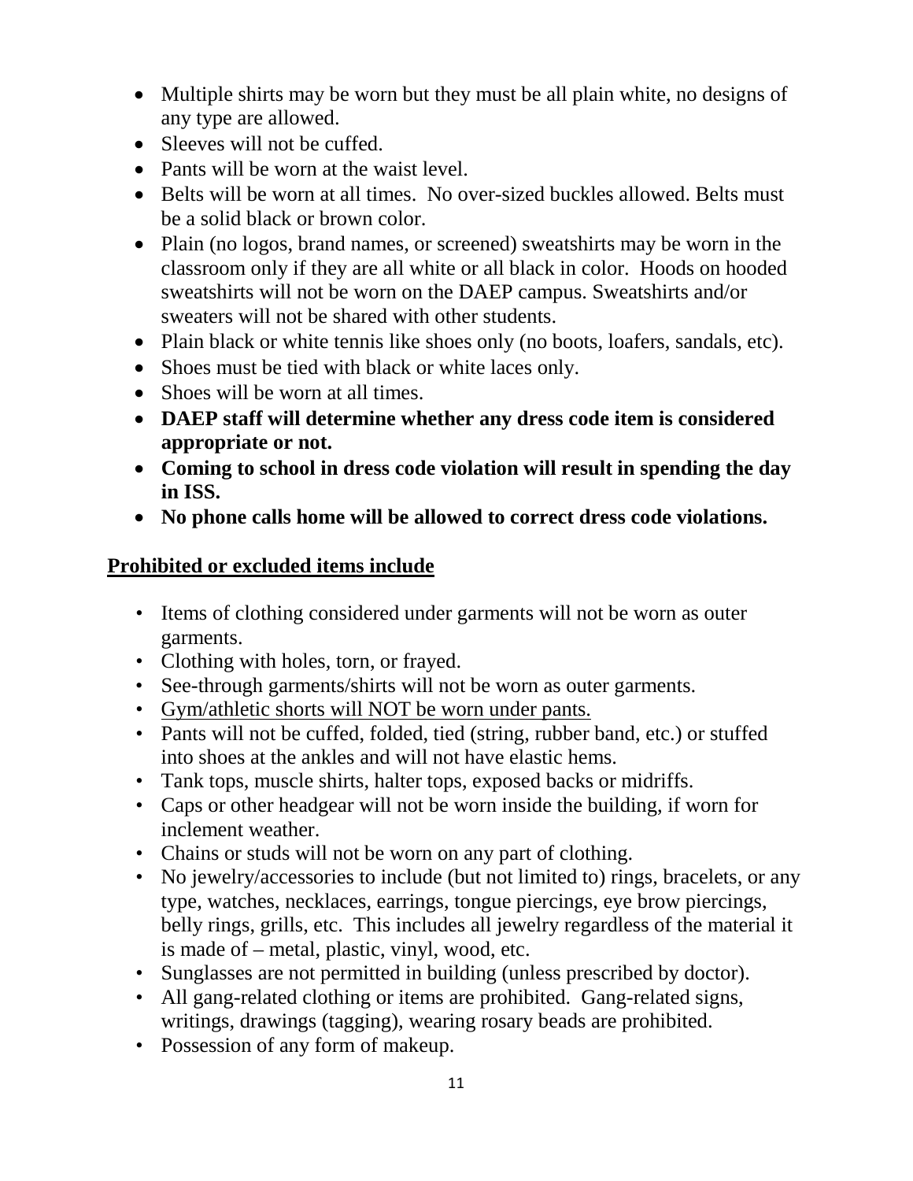- Multiple shirts may be worn but they must be all plain white, no designs of any type are allowed.
- Sleeves will not be cuffed.
- Pants will be worn at the waist level.
- Belts will be worn at all times. No over-sized buckles allowed. Belts must be a solid black or brown color.
- Plain (no logos, brand names, or screened) sweatshirts may be worn in the classroom only if they are all white or all black in color. Hoods on hooded sweatshirts will not be worn on the DAEP campus. Sweatshirts and/or sweaters will not be shared with other students.
- Plain black or white tennis like shoes only (no boots, loafers, sandals, etc).
- Shoes must be tied with black or white laces only.
- Shoes will be worn at all times.
- **DAEP staff will determine whether any dress code item is considered appropriate or not.**
- **Coming to school in dress code violation will result in spending the day in ISS.**
- **No phone calls home will be allowed to correct dress code violations.**

## <u>Prohibited or excluded items include</u>

- Items of clothing considered under garments will not be worn as outer garments.
- Clothing with holes, torn, or frayed.
- See-through garments/shirts will not be worn as outer garments.
- <u>Gym/athletic shorts will NOT be worn under pants.</u>
- Pants will not be cuffed, folded, tied (string, rubber band, etc.) or stuffed into shoes at the ankles and will not have elastic hems.
- Tank tops, muscle shirts, halter tops, exposed backs or midriffs.
- Caps or other headgear will not be worn inside the building, if worn for inclement weather.
- Chains or studs will not be worn on any part of clothing.
- No jewelry/accessories to include (but not limited to) rings, bracelets, or any type, watches, necklaces, earrings, tongue piercings, eye brow piercings, belly rings, grills, etc. This includes all jewelry regardless of the material it is made of – metal, plastic, vinyl, wood, etc.
- Sunglasses are not permitted in building (unless prescribed by doctor).
- All gang-related clothing or items are prohibited. Gang-related signs, writings, drawings (tagging), wearing rosary beads are prohibited.
- Possession of any form of makeup.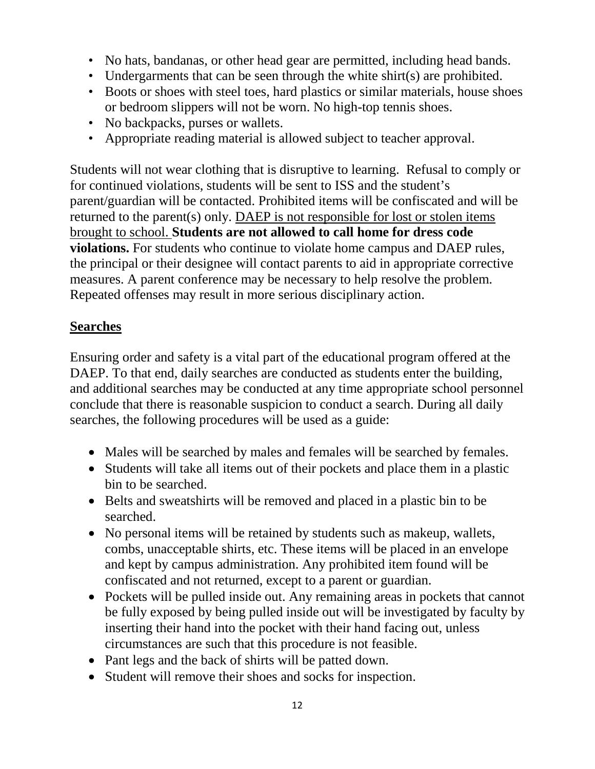- No hats, bandanas, or other head gear are permitted, including head bands.
- Undergarments that can be seen through the white shirt(s) are prohibited.
- Boots or shoes with steel toes, hard plastics or similar materials, house shoes or bedroom slippers will not be worn. No high-top tennis shoes.
- No backpacks, purses or wallets.
- Appropriate reading material is allowed subject to teacher approval.

Students will not wear clothing that is disruptive to learning. Refusal to comply or for continued violations, students will be sent to ISS and the student's parent/guardian will be contacted. Prohibited items will be confiscated and will be returned to the parent(s) only. <u>DAEP is not responsible for lost or stolen items brought to school.</u> **Students are not allowed to call home for dress code violations.** For students who continue to violate home campus and DAEP rules, the principal or their designee will contact parents to aid in appropriate corrective measures. A parent conference may be necessary to help resolve the problem. Repeated offenses may result in more serious disciplinary action.

## Searches

Ensuring order and safety is a vital part of the educational program offered at the DAEP. To that end, daily searches are conducted as students enter the building, and additional searches may be conducted at any time appropriate school personnel conclude that there is reasonable suspicion to conduct a search. During all daily searches, the following procedures will be used as a guide:

- Males will be searched by males and females will be searched by females.
- Students will take all items out of their pockets and place them in a plastic bin to be searched.
- Belts and sweatshirts will be removed and placed in a plastic bin to be searched.
- No personal items will be retained by students such as makeup, wallets, combs, unacceptable shirts, etc. These items will be placed in an envelope and kept by campus administration. Any prohibited item found will be confiscated and not returned, except to a parent or guardian.
- Pockets will be pulled inside out. Any remaining areas in pockets that cannot be fully exposed by being pulled inside out will be investigated by faculty by inserting their hand into the pocket with their hand facing out, unless circumstances are such that this procedure is not feasible.
- Pant legs and the back of shirts will be patted down.
- Student will remove their shoes and socks for inspection.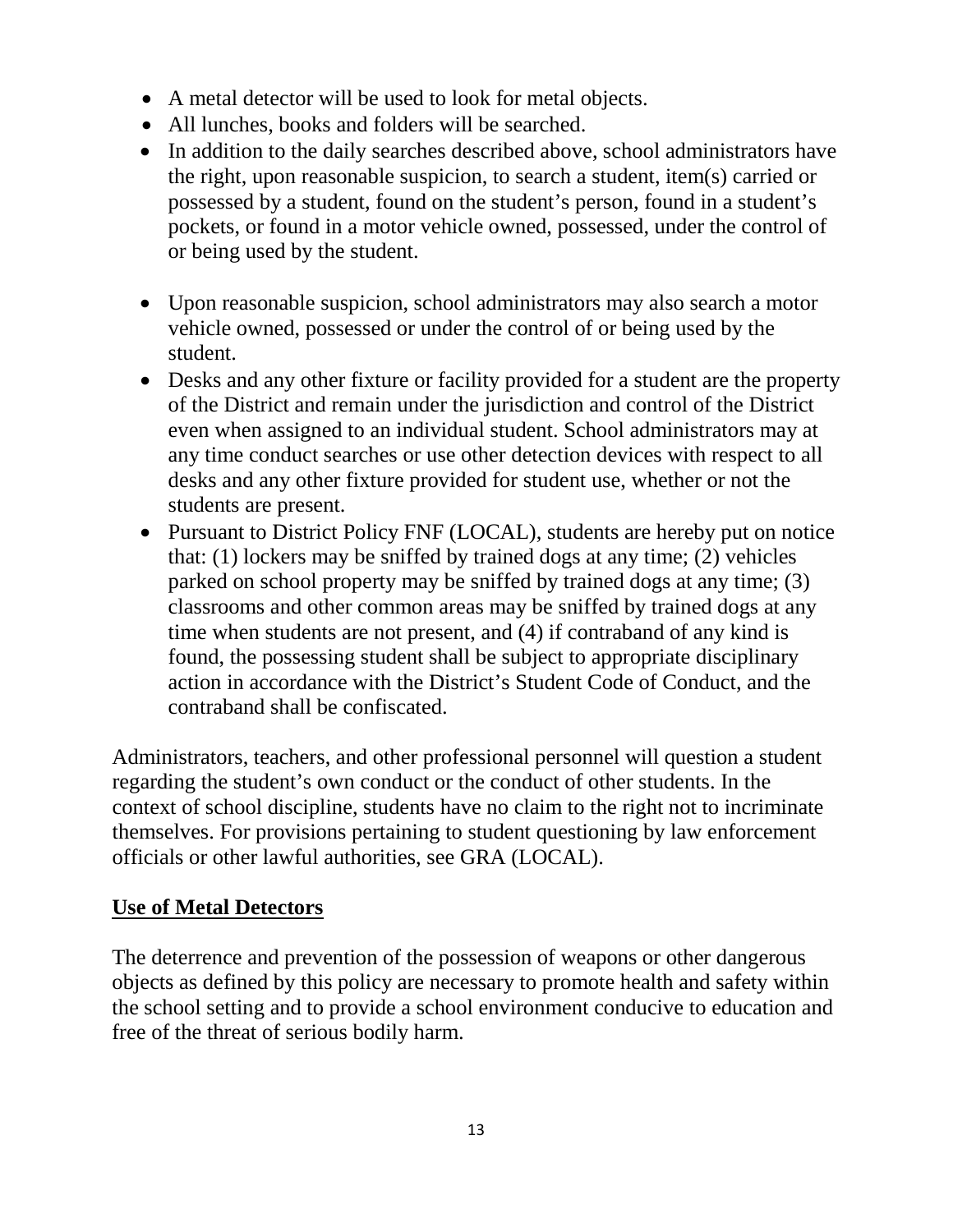- A metal detector will be used to look for metal objects.
- All lunches, books and folders will be searched.
- In addition to the daily searches described above, school administrators have the right, upon reasonable suspicion, to search a student, item(s) carried or possessed by a student, found on the student's person, found in a student's pockets, or found in a motor vehicle owned, possessed, under the control of or being used by the student.

- Upon reasonable suspicion, school administrators may also search a motor vehicle owned, possessed or under the control of or being used by the student.
- Desks and any other fixture or facility provided for a student are the property of the District and remain under the jurisdiction and control of the District even when assigned to an individual student. School administrators may at any time conduct searches or use other detection devices with respect to all desks and any other fixture provided for student use, whether or not the students are present.
- Pursuant to District Policy FNF (LOCAL), students are hereby put on notice that: (1) lockers may be sniffed by trained dogs at any time; (2) vehicles parked on school property may be sniffed by trained dogs at any time; (3) classrooms and other common areas may be sniffed by trained dogs at any time when students are not present, and (4) if contraband of any kind is found, the possessing student shall be subject to appropriate disciplinary action in accordance with the District's Student Code of Conduct, and the contraband shall be confiscated.

Administrators, teachers, and other professional personnel will question a student regarding the student's own conduct or the conduct of other students. In the context of school discipline, students have no claim to the right not to incriminate themselves. For provisions pertaining to student questioning by law enforcement officials or other lawful authorities, see GRA (LOCAL).

**<u>Use of Metal Detectors</u>**

The deterrence and prevention of the possession of weapons or other dangerous objects as defined by this policy are necessary to promote health and safety within the school setting and to provide a school environment conducive to education and free of the threat of serious bodily harm.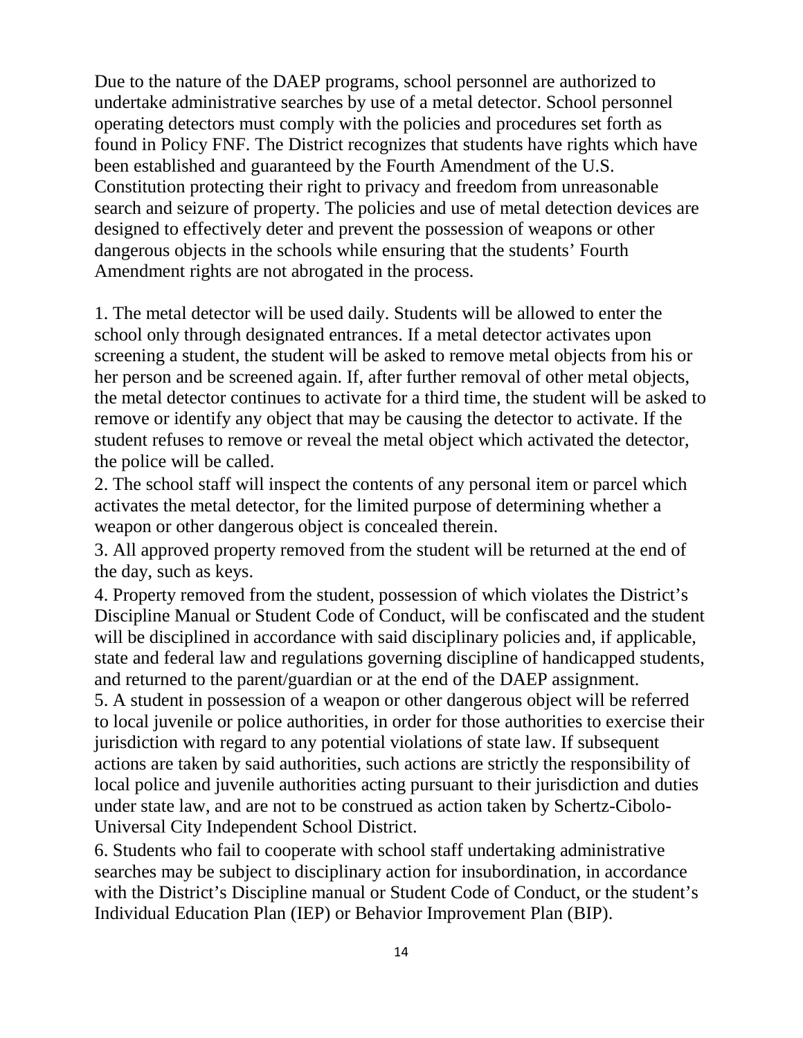Due to the nature of the DAEP programs, school personnel are authorized to undertake administrative searches by use of a metal detector. School personnel operating detectors must comply with the policies and procedures set forth as found in Policy FNF. The District recognizes that students have rights which have been established and guaranteed by the Fourth Amendment of the U.S. Constitution protecting their right to privacy and freedom from unreasonable search and seizure of property. The policies and use of metal detection devices are designed to effectively deter and prevent the possession of weapons or other dangerous objects in the schools while ensuring that the students' Fourth Amendment rights are not abrogated in the process.

1. The metal detector will be used daily. Students will be allowed to enter the school only through designated entrances. If a metal detector activates upon screening a student, the student will be asked to remove metal objects from his or her person and be screened again. If, after further removal of other metal objects, the metal detector continues to activate for a third time, the student will be asked to remove or identify any object that may be causing the detector to activate. If the student refuses to remove or reveal the metal object which activated the detector, the police will be called.
2. The school staff will inspect the contents of any personal item or parcel which activates the metal detector, for the limited purpose of determining whether a weapon or other dangerous object is concealed therein.
3. All approved property removed from the student will be returned at the end of the day, such as keys.
4. Property removed from the student, possession of which violates the District's Discipline Manual or Student Code of Conduct, will be confiscated and the student will be disciplined in accordance with said disciplinary policies and, if applicable, state and federal law and regulations governing discipline of handicapped students, and returned to the parent/guardian or at the end of the DAEP assignment.
5. A student in possession of a weapon or other dangerous object will be referred to local juvenile or police authorities, in order for those authorities to exercise their jurisdiction with regard to any potential violations of state law. If subsequent actions are taken by said authorities, such actions are strictly the responsibility of local police and juvenile authorities acting pursuant to their jurisdiction and duties under state law, and are not to be construed as action taken by Schertz-Cibolo-Universal City Independent School District.
6. Students who fail to cooperate with school staff undertaking administrative searches may be subject to disciplinary action for insubordination, in accordance with the District's Discipline manual or Student Code of Conduct, or the student's Individual Education Plan (IEP) or Behavior Improvement Plan (BIP).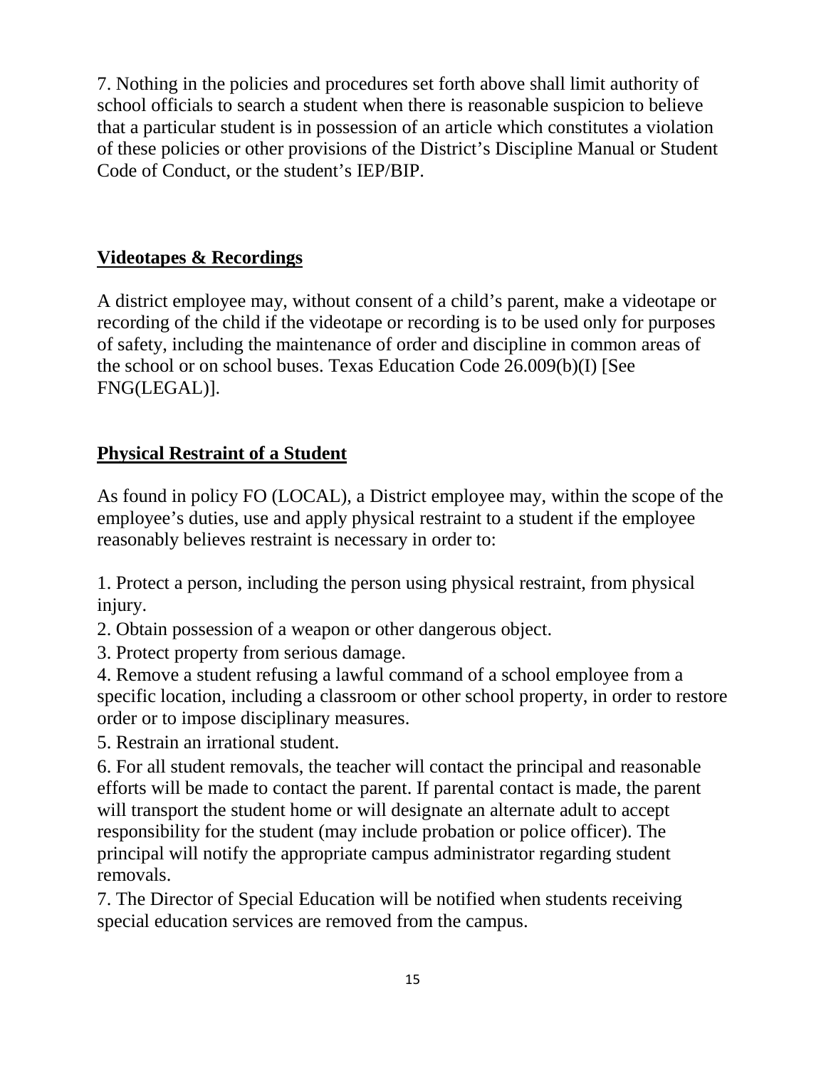7. Nothing in the policies and procedures set forth above shall limit authority of school officials to search a student when there is reasonable suspicion to believe that a particular student is in possession of an article which constitutes a violation of these policies or other provisions of the District's Discipline Manual or Student Code of Conduct, or the student's IEP/BIP.

## Videotapes & Recordings

A district employee may, without consent of a child's parent, make a videotape or recording of the child if the videotape or recording is to be used only for purposes of safety, including the maintenance of order and discipline in common areas of the school or on school buses. Texas Education Code 26.009(b)(I) [See FNG(LEGAL)].

## Physical Restraint of a Student

As found in policy FO (LOCAL), a District employee may, within the scope of the employee's duties, use and apply physical restraint to a student if the employee reasonably believes restraint is necessary in order to:

1. Protect a person, including the person using physical restraint, from physical injury.
2. Obtain possession of a weapon or other dangerous object.
3. Protect property from serious damage.
4. Remove a student refusing a lawful command of a school employee from a specific location, including a classroom or other school property, in order to restore order or to impose disciplinary measures.
5. Restrain an irrational student.
6. For all student removals, the teacher will contact the principal and reasonable efforts will be made to contact the parent. If parental contact is made, the parent will transport the student home or will designate an alternate adult to accept responsibility for the student (may include probation or police officer). The principal will notify the appropriate campus administrator regarding student removals.
7. The Director of Special Education will be notified when students receiving special education services are removed from the campus.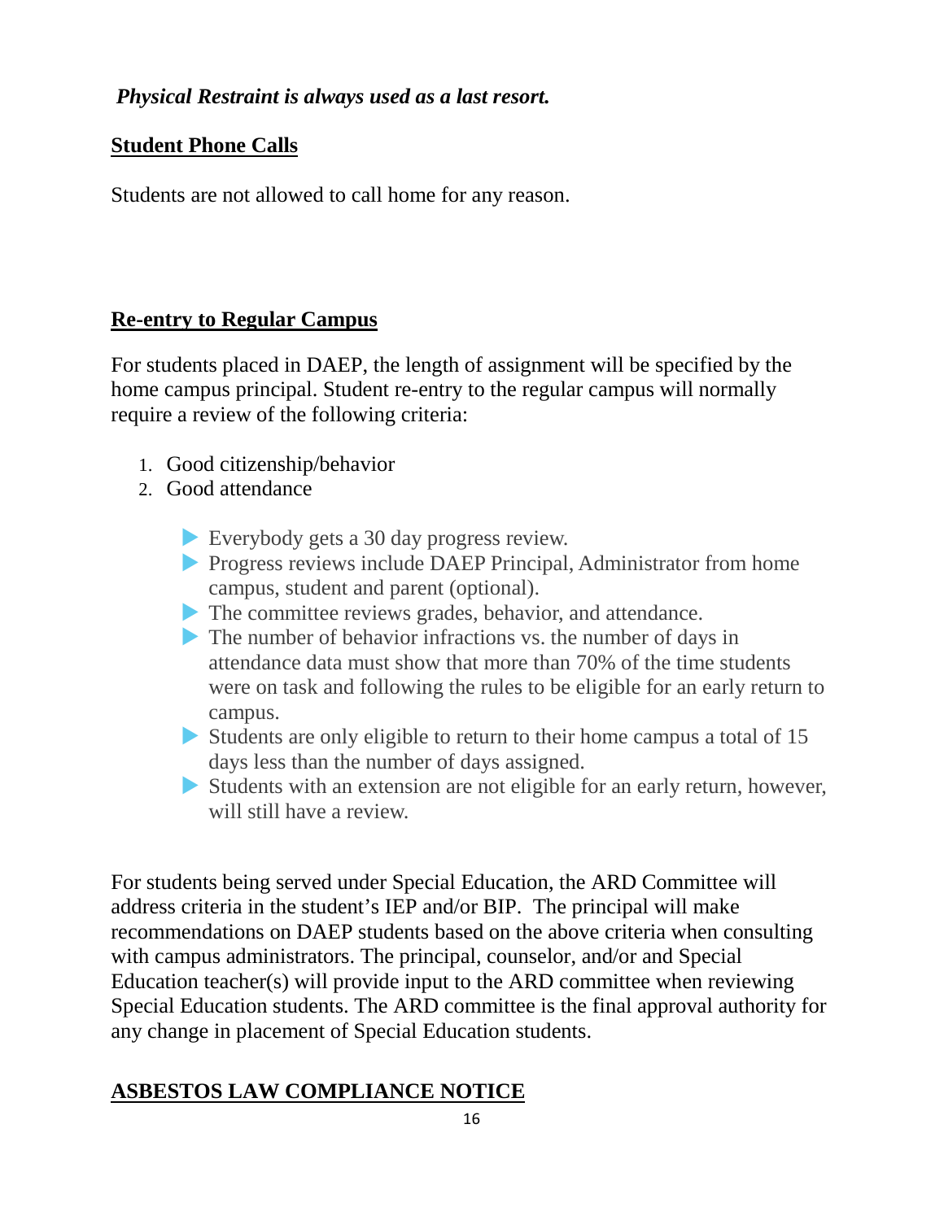***Physical Restraint is always used as a last resort.***

## Student Phone Calls

Students are not allowed to call home for any reason.

## Re-entry to Regular Campus

For students placed in DAEP, the length of assignment will be specified by the home campus principal. Student re-entry to the regular campus will normally require a review of the following criteria:

1. Good citizenship/behavior
2. Good attendance

- Everybody gets a 30 day progress review.
- Progress reviews include DAEP Principal, Administrator from home campus, student and parent (optional).
- The committee reviews grades, behavior, and attendance.
- The number of behavior infractions vs. the number of days in attendance data must show that more than 70% of the time students were on task and following the rules to be eligible for an early return to campus.
- Students are only eligible to return to their home campus a total of 15 days less than the number of days assigned.
- Students with an extension are not eligible for an early return, however, will still have a review.

For students being served under Special Education, the ARD Committee will address criteria in the student's IEP and/or BIP. The principal will make recommendations on DAEP students based on the above criteria when consulting with campus administrators. The principal, counselor, and/or and Special Education teacher(s) will provide input to the ARD committee when reviewing Special Education students. The ARD committee is the final approval authority for any change in placement of Special Education students.

## ASBESTOS LAW COMPLIANCE NOTICE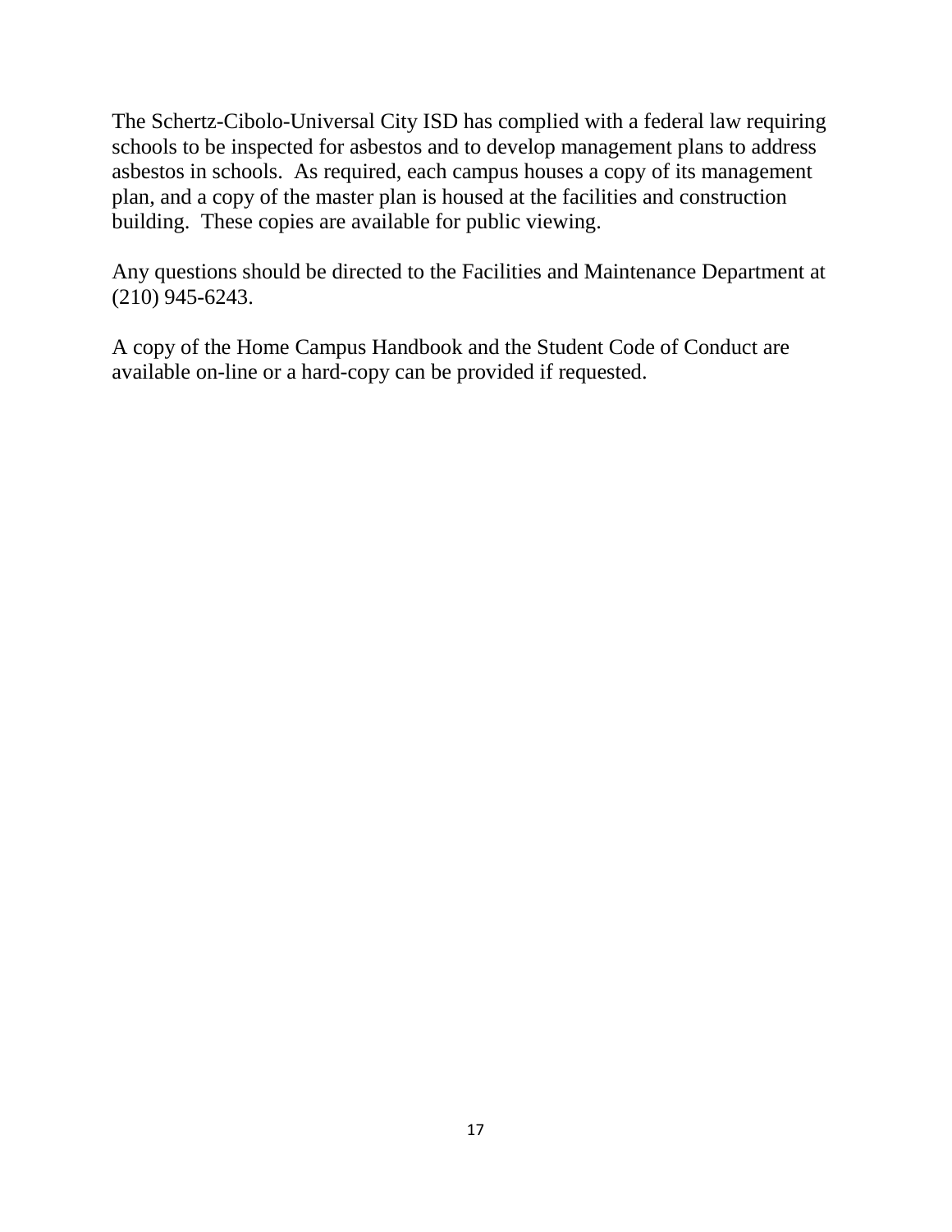The Schertz-Cibolo-Universal City ISD has complied with a federal law requiring schools to be inspected for asbestos and to develop management plans to address asbestos in schools.  As required, each campus houses a copy of its management plan, and a copy of the master plan is housed at the facilities and construction building.  These copies are available for public viewing.

Any questions should be directed to the Facilities and Maintenance Department at (210) 945-6243.

A copy of the Home Campus Handbook and the Student Code of Conduct are available on-line or a hard-copy can be provided if requested.